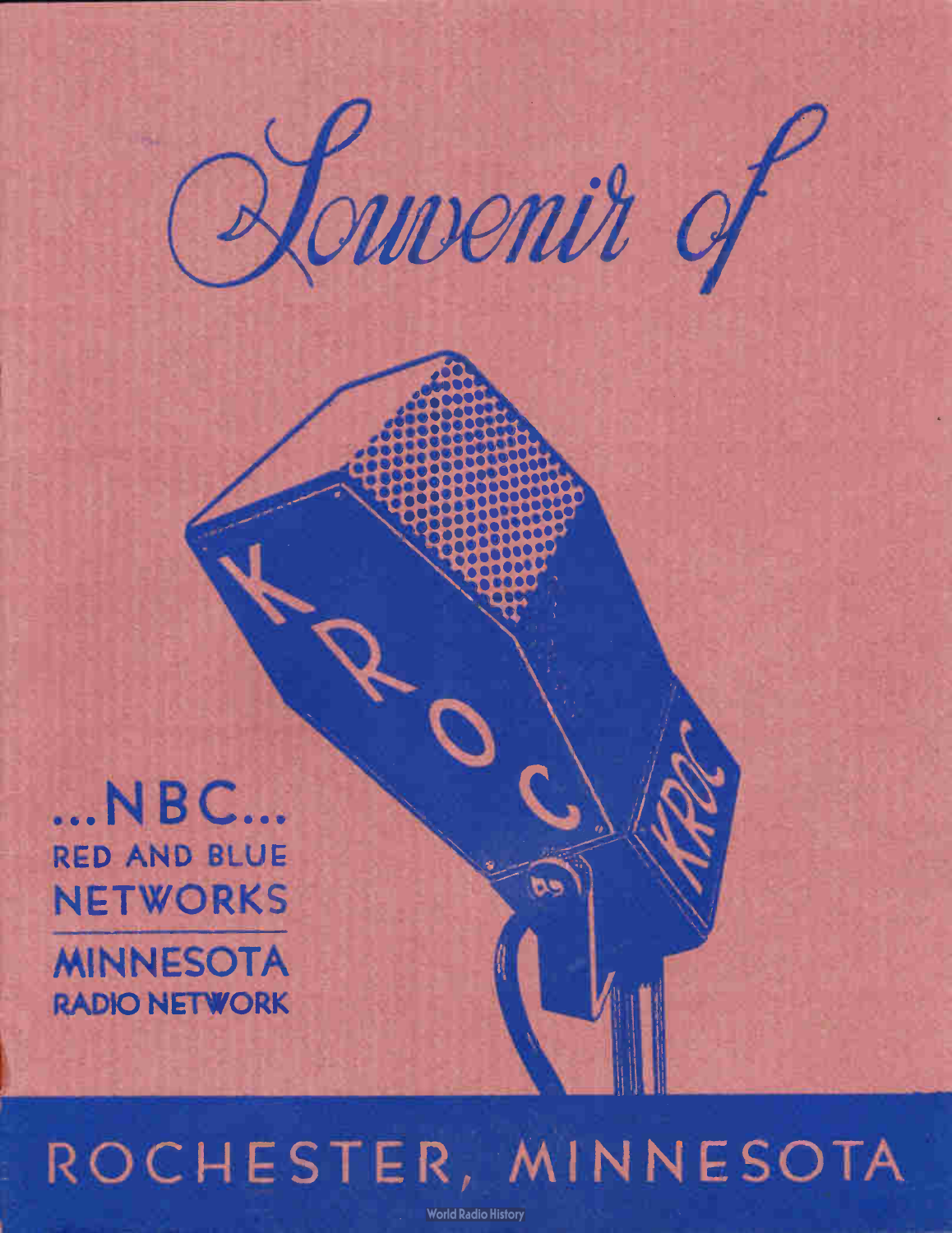# *Souvenir of*

KROC

...NBC...
RED AND BLUE
NETWORKS

MINNESOTA
RADIO NETWORK

# ROCHESTER, MINNESOTA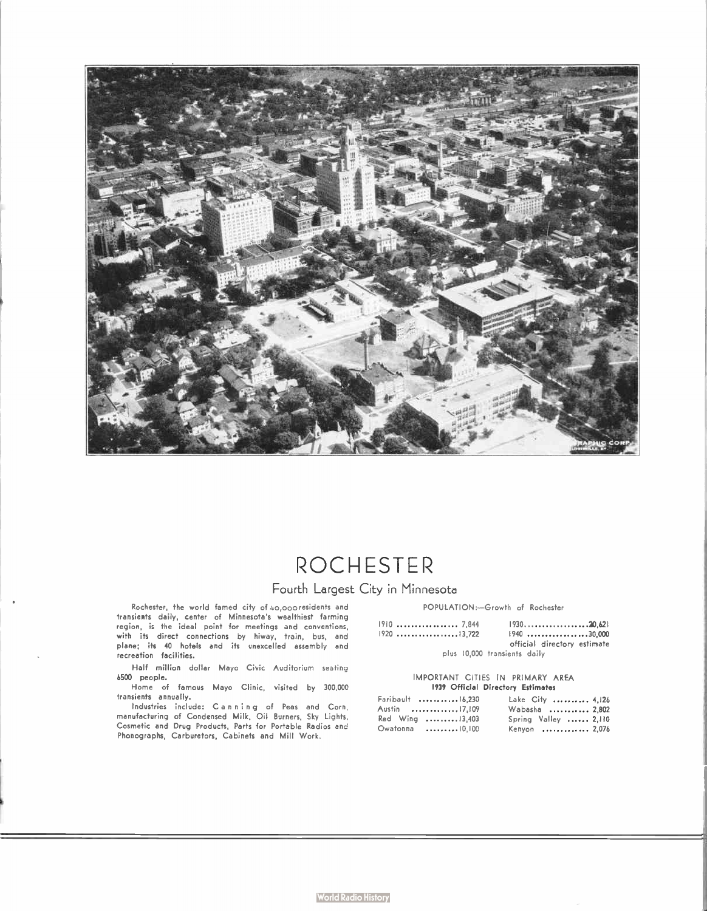# ROCHESTER

## Fourth Largest City in Minnesota

Rochester, the world famed city of 40,000 residents and transients daily, center of Minnesota's wealthiest farming region, is the ideal point for meetings and conventions, with its direct connections by hiway, train, bus, and plane; its 40 hotels and its unexcelled assembly and recreation facilities.

Half million dollar Mayo Civic Auditorium seating 6500 people.

Home of famous Mayo Clinic, visited by 300,000 transients annually.

Industries include: Canning of Peas and Corn, manufacturing of Condensed Milk, Oil Burners, Sky Lights, Cosmetic and Drug Products, Parts for Portable Radios and Phonographs, Carburetors, Cabinets and Mill Work.

POPULATION:—Growth of Rochester

| | | | |
|---|---|---|---|
| 1910 | 7,844 | 1930 | 20,621 |
| 1920 | 13,722 | 1940 | 30,000 |

official directory estimate
plus 10,000 transients daily

IMPORTANT CITIES IN PRIMARY AREA
**1939 Official Directory Estimates**

| | | | |
|---|---|---|---|
| Faribault | 16,230 | Lake City | 4,126 |
| Austin | 17,109 | Wabasha | 2,802 |
| Red Wing | 13,403 | Spring Valley | 2,110 |
| Owatonna | 10,100 | Kenyon | 2,076 |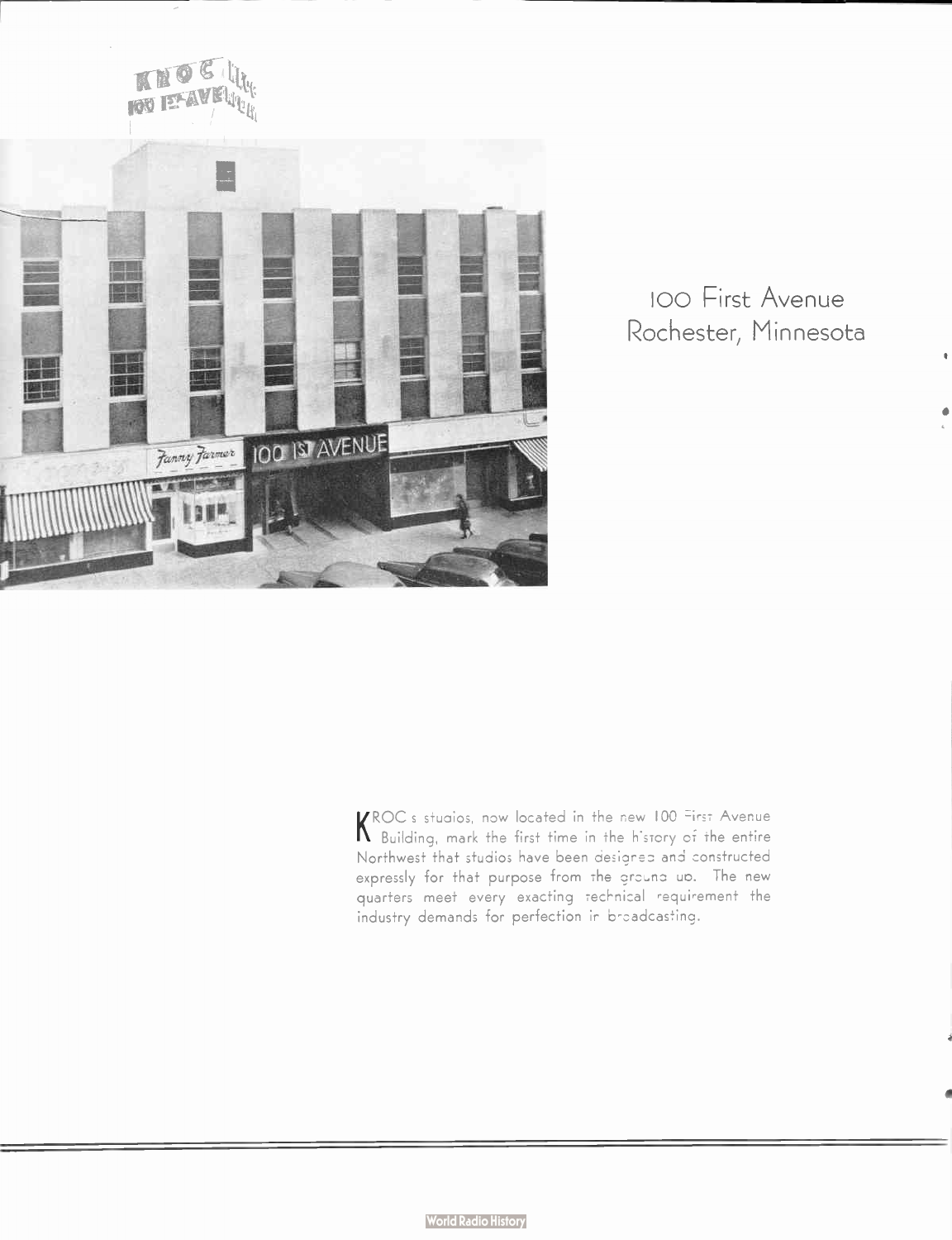100 First Avenue
Rochester, Minnesota

KROC's studios, now located in the new 100 First Avenue Building, mark the first time in the history of the entire Northwest that studios have been designed and constructed expressly for that purpose from the ground up. The new quarters meet every exacting technical requirement the industry demands for perfection in broadcasting.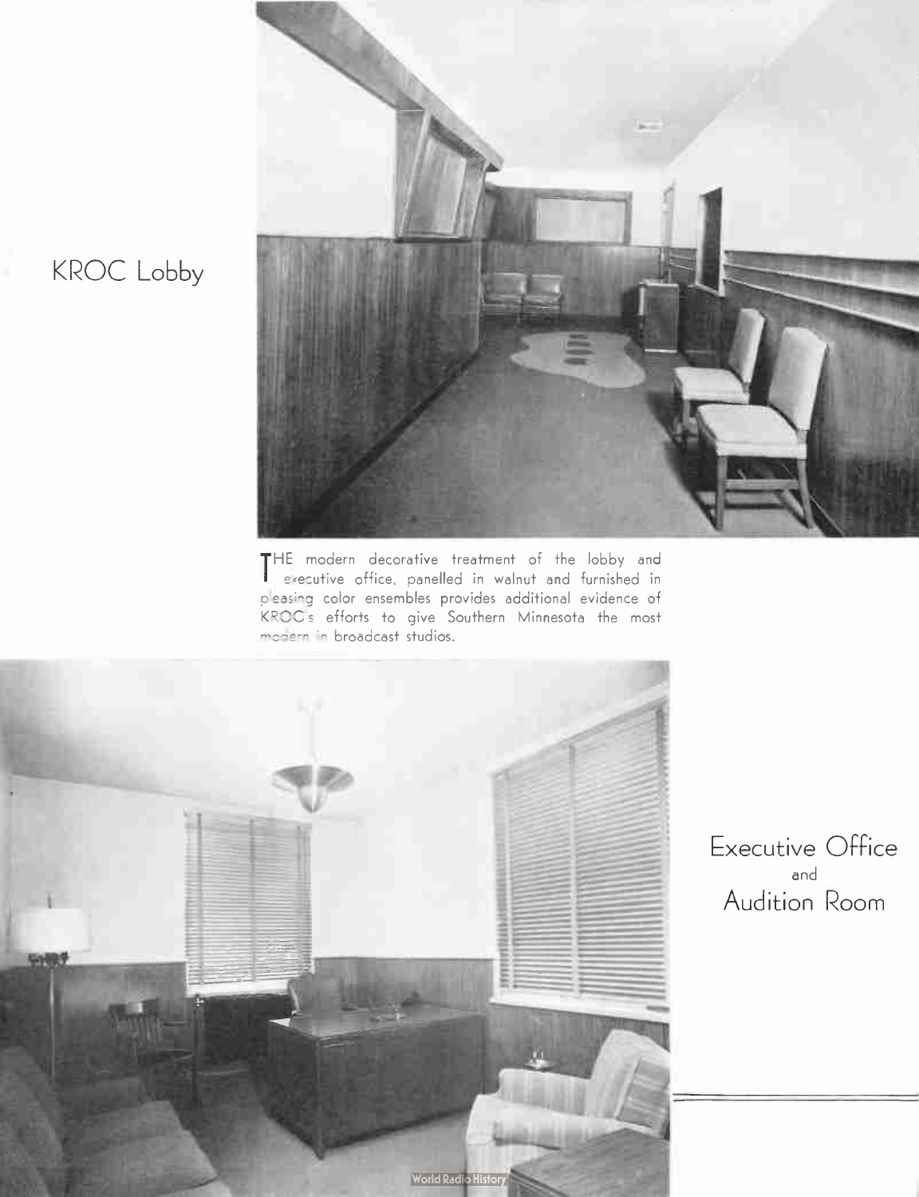## KROC Lobby

THE modern decorative treatment of the lobby and executive office, panelled in walnut and furnished in pleasing color ensembles provides additional evidence of KROC's efforts to give Southern Minnesota the most modern in broadcast studios.

## Executive Office and Audition Room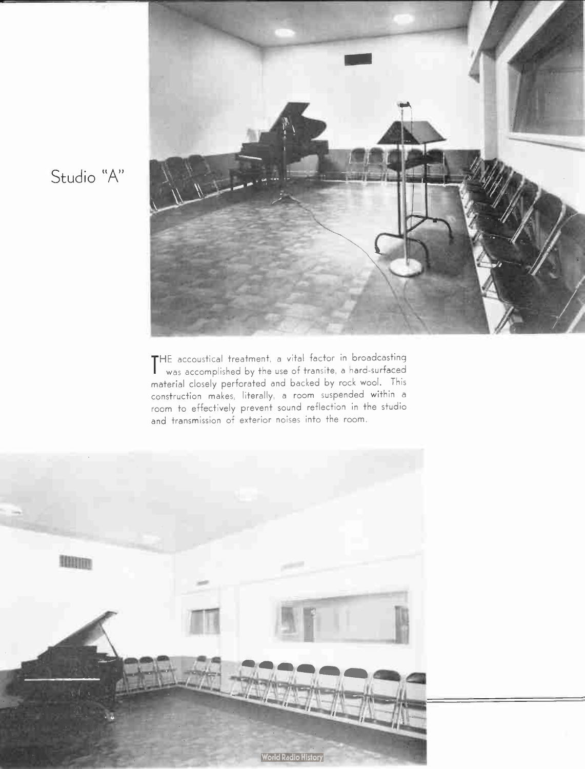## Studio "A"

THE accoustical treatment, a vital factor in broadcasting was accomplished by the use of transite, a hard-surfaced material closely perforated and backed by rock wool. This construction makes, literally, a room suspended within a room to effectively prevent sound reflection in the studio and transmission of exterior noises into the room.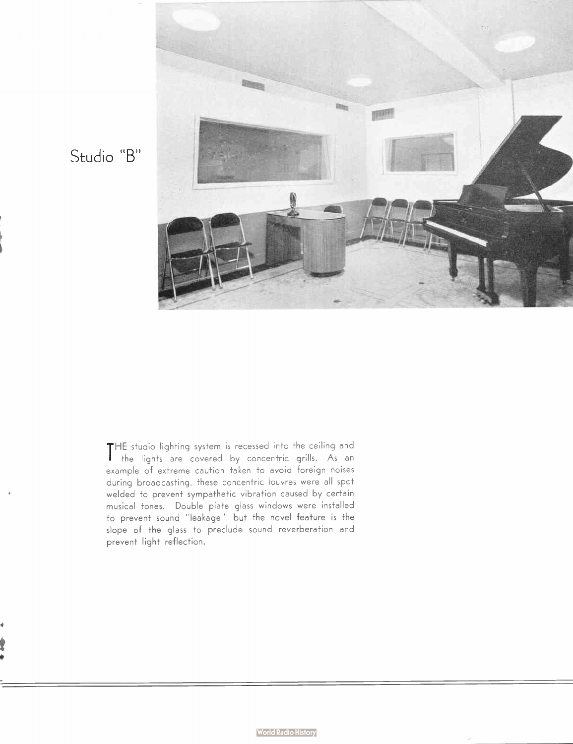Studio "B"

THE studio lighting system is recessed into the ceiling and the lights are covered by concentric grills. As an example of extreme caution taken to avoid foreign noises during broadcasting, these concentric louvres were all spot welded to prevent sympathetic vibration caused by certain musical tones. Double plate glass windows were installed to prevent sound "leakage," but the novel feature is the slope of the glass to preclude sound reverberation and prevent light reflection.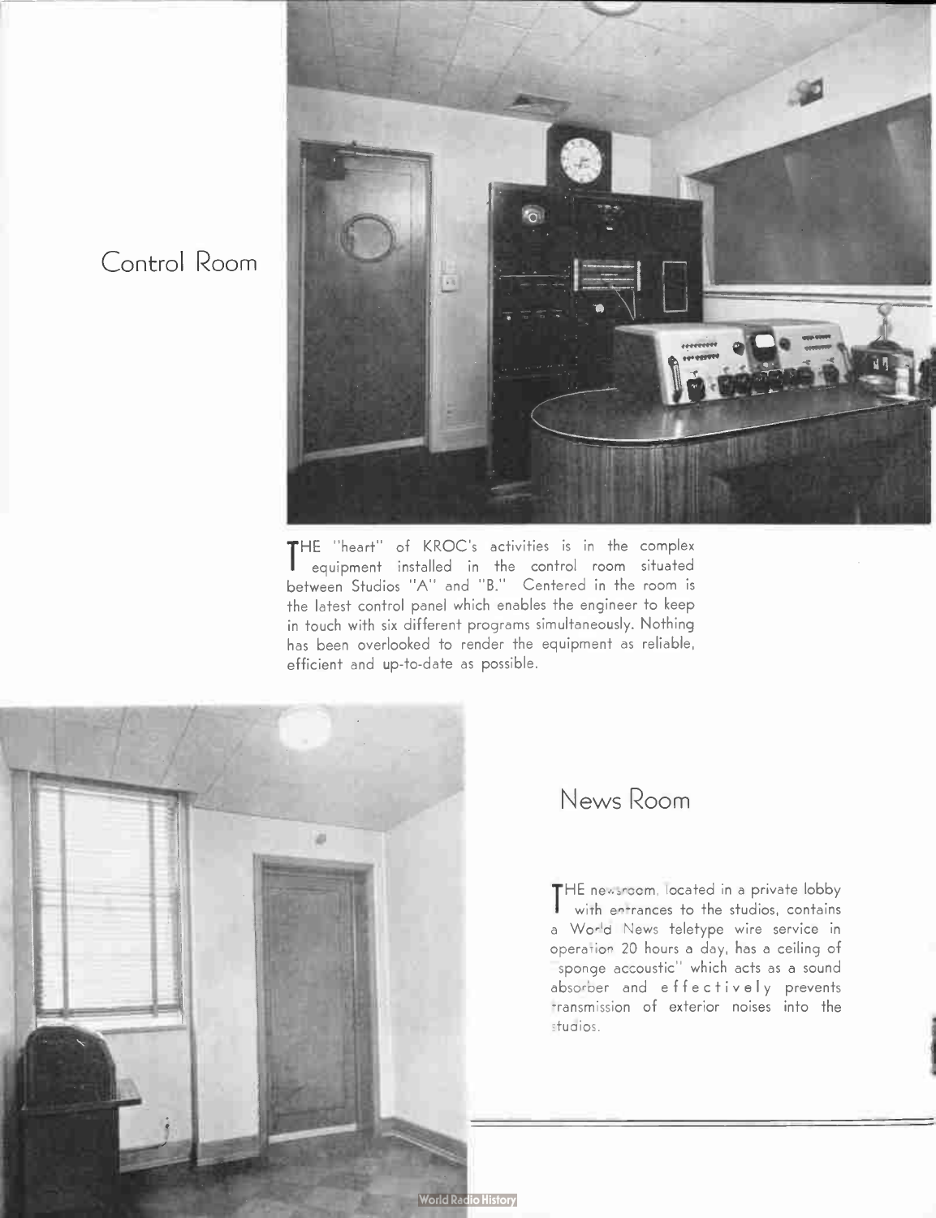## Control Room

THE "heart" of KROC's activities is in the complex equipment installed in the control room situated between Studios "A" and "B." Centered in the room is the latest control panel which enables the engineer to keep in touch with six different programs simultaneously. Nothing has been overlooked to render the equipment as reliable, efficient and up-to-date as possible.

## News Room

THE newsroom, located in a private lobby with entrances to the studios, contains a World News teletype wire service in operation 20 hours a day, has a ceiling of "sponge accoustic" which acts as a sound absorber and effectively prevents transmission of exterior noises into the studios.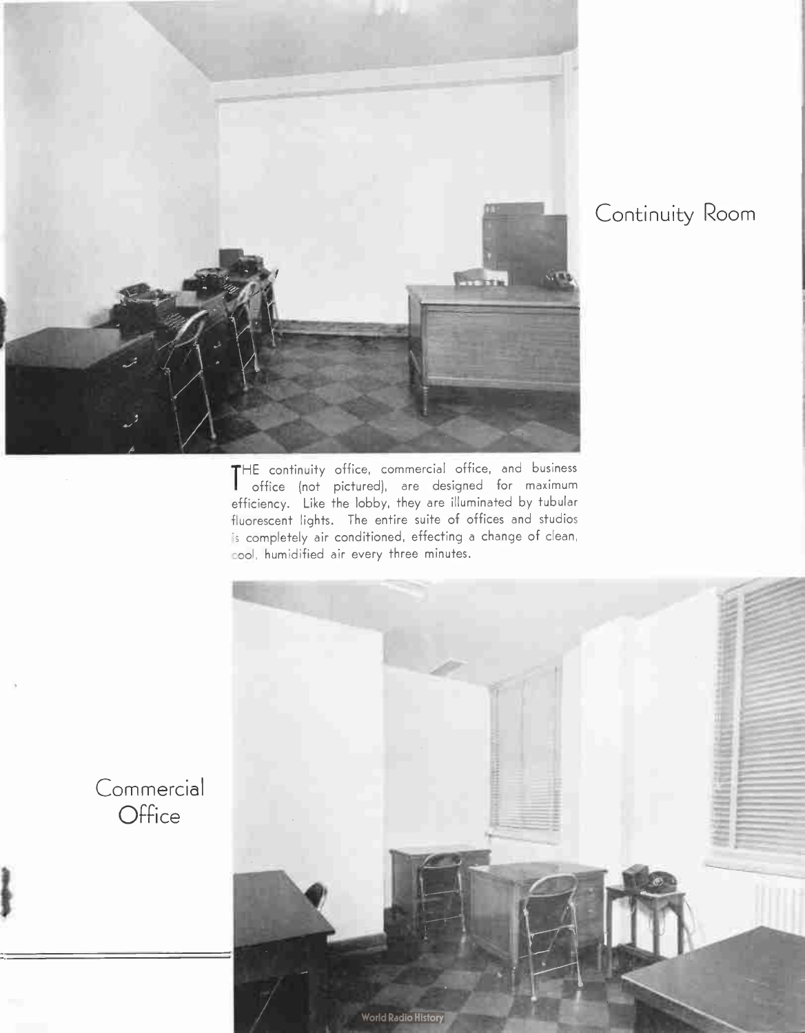## Continuity Room

THE continuity office, commercial office, and business office (not pictured), are designed for maximum efficiency. Like the lobby, they are illuminated by tubular fluorescent lights. The entire suite of offices and studios is completely air conditioned, effecting a change of clean, cool, humidified air every three minutes.

## Commercial Office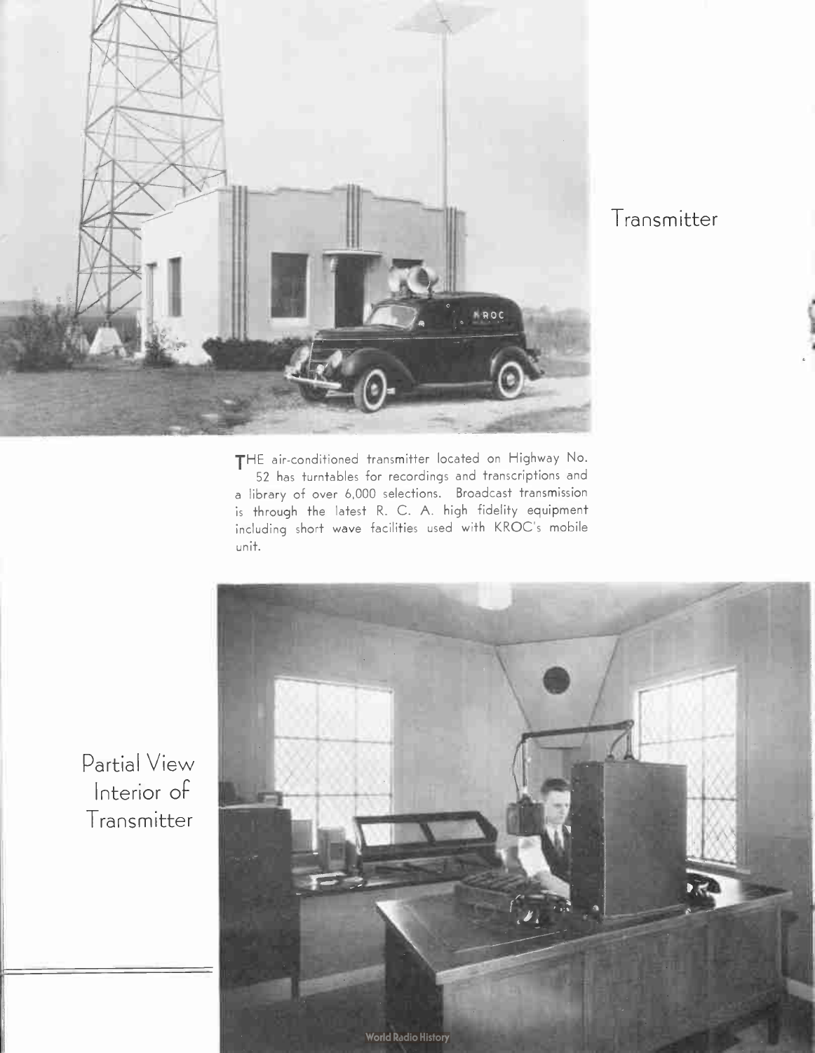## Transmitter

THE air-conditioned transmitter located on Highway No. 52 has turntables for recordings and transcriptions and a library of over 6,000 selections. Broadcast transmission is through the latest R. C. A. high fidelity equipment including short wave facilities used with KROC's mobile unit.

## Partial View Interior of Transmitter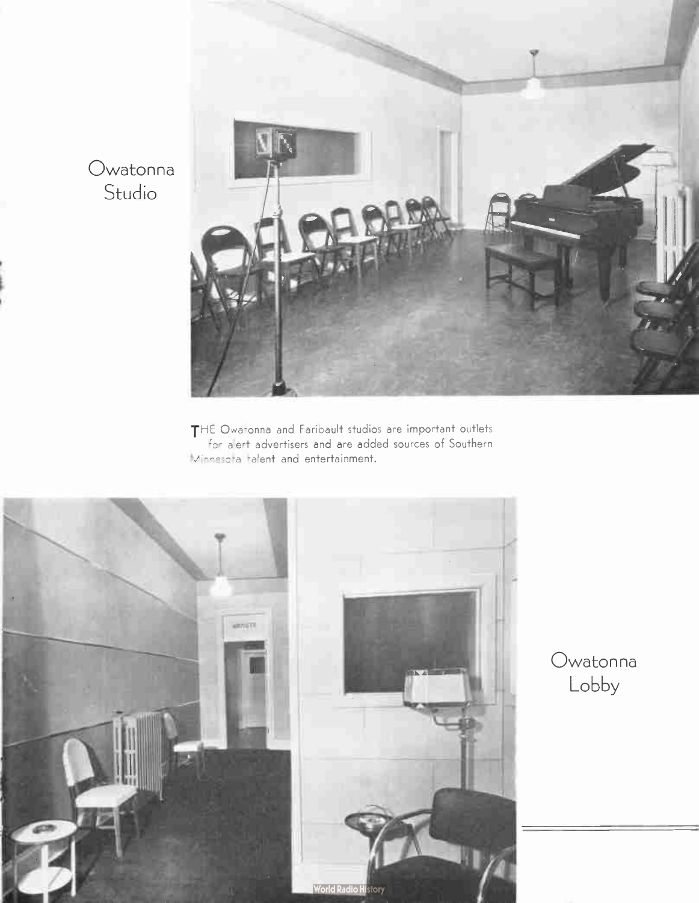Owatonna Studio

THE Owatonna and Faribault studios are important outlets for alert advertisers and are added sources of Southern Minnesota talent and entertainment.

Owatonna Lobby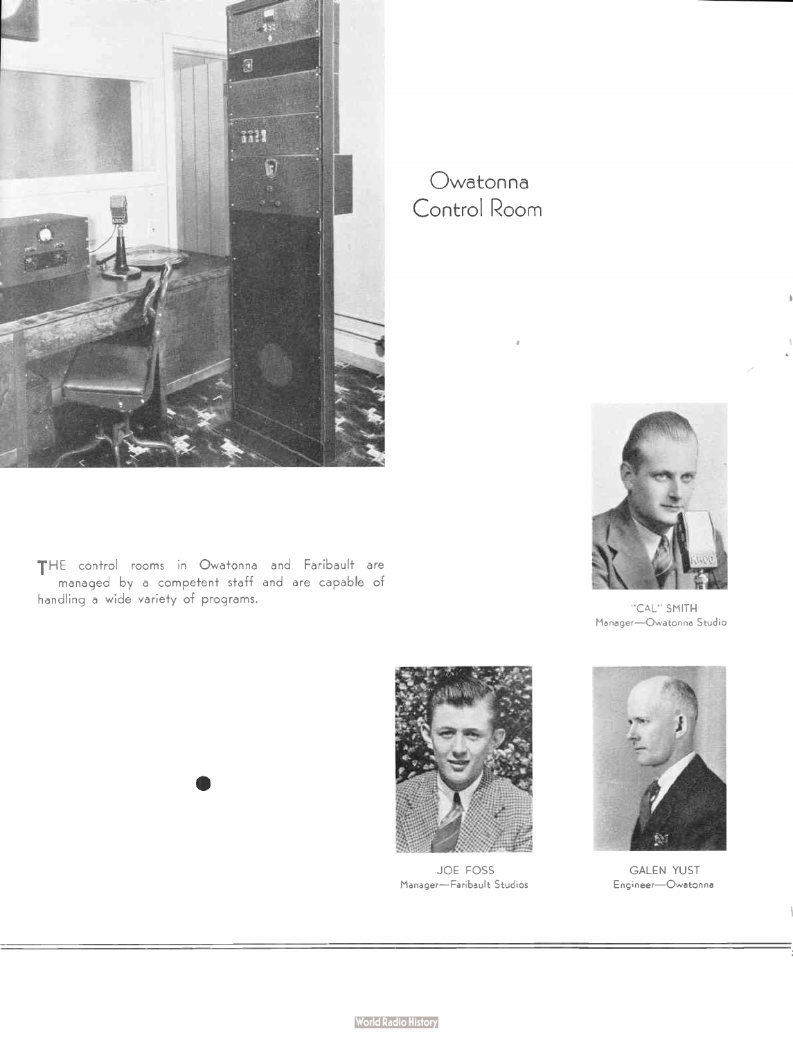# Owatonna Control Room

THE control rooms in Owatonna and Faribault are managed by a competent staff and are capable of handling a wide variety of programs.

"CAL" SMITH
Manager—Owatonna Studio

JOE FOSS
Manager—Faribault Studios

GALEN YUST
Engineer—Owatonna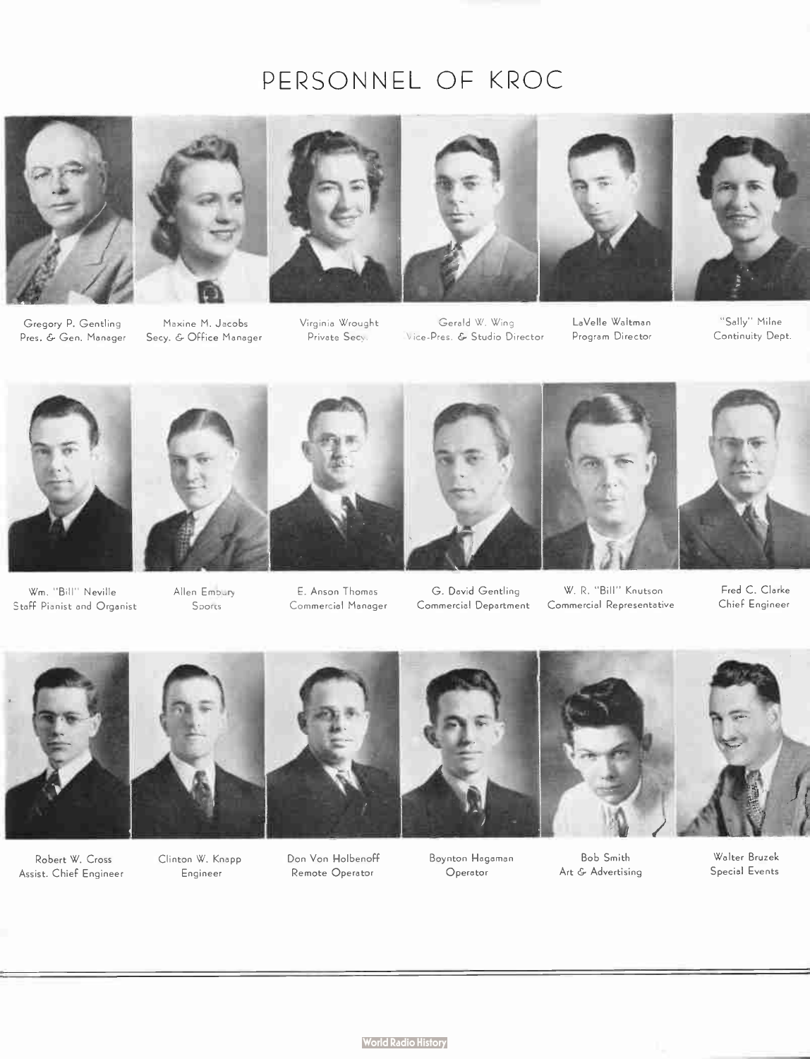# PERSONNEL OF KROC

Gregory P. Gentling
Pres. & Gen. Manager

Maxine M. Jacobs
Secy. & Office Manager

Virginia Wrought
Private Secy.

Gerald W. Wing
Vice-Pres. & Studio Director

LaVelle Waltman
Program Director

"Sally" Milne
Continuity Dept.

Wm. "Bill" Neville
Staff Pianist and Organist

Allen Embury
Sports

E. Anson Thomas
Commercial Manager

G. David Gentling
Commercial Department

W. R. "Bill" Knutson
Commercial Representative

Fred C. Clarke
Chief Engineer

Robert W. Cross
Assist. Chief Engineer

Clinton W. Knapp
Engineer

Don Von Holbenoff
Remote Operator

Boynton Hagaman
Operator

Bob Smith
Art & Advertising

Walter Bruzek
Special Events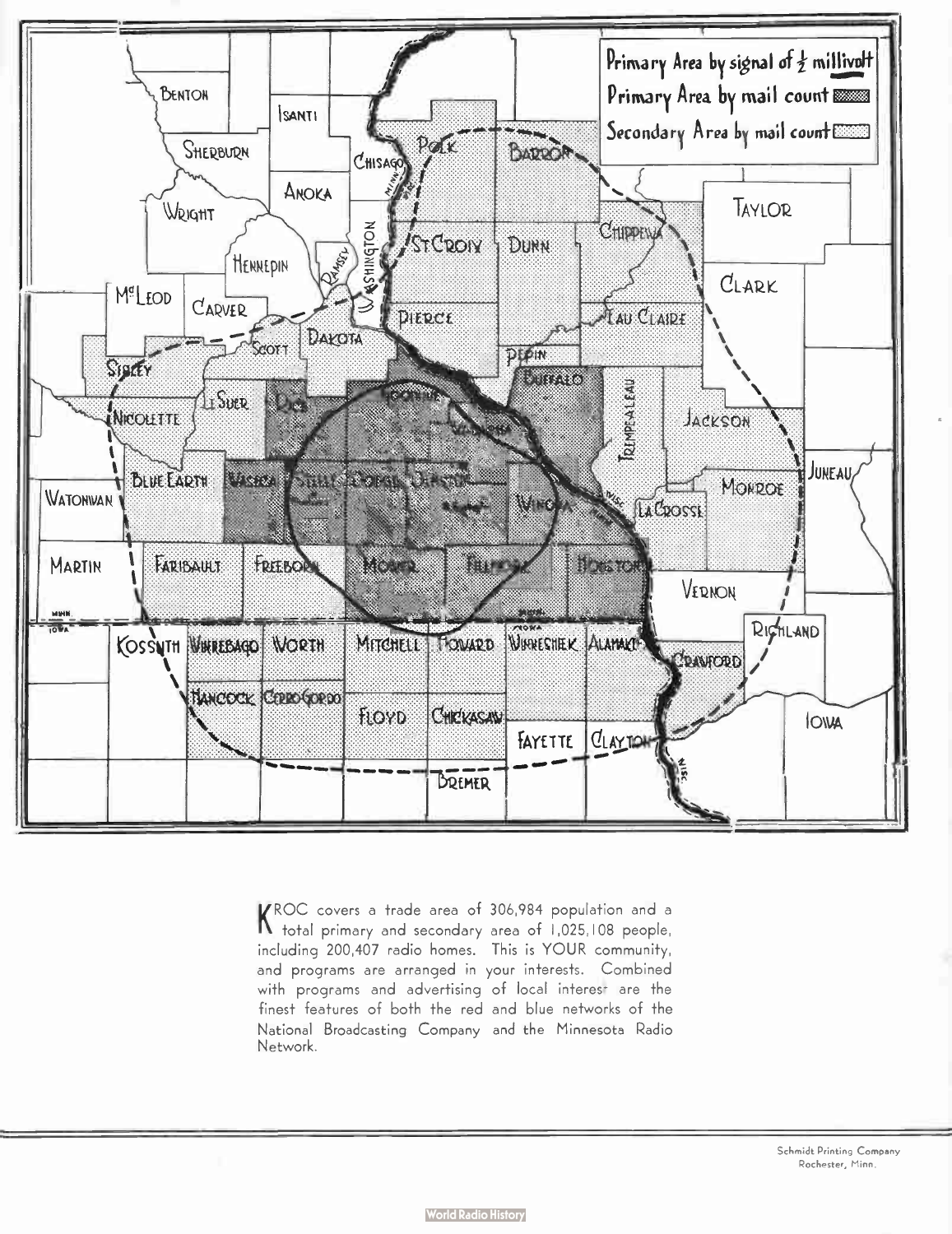Primary Area by signal of ½ millivolt

Primary Area by mail count

Secondary Area by mail count

BENTON
ISANTI
SHERBURN
CHISAGO
POLK
BARRON
ANOKA
WRIGHT
WASHINGTON
ST CROIX
DUNN
CHIPPEWA
TAYLOR
HENNEPIN
RAMSEY
CLARK
McLEOD
CARVER
PIERCE
EAU CLAIRE
SCOTT
DAKOTA
PEPIN
SIBLEY
BUFFALO
LE SUEUR
GOODHUE
NICOLLETTE
WABASHA
TREMPEALEAU
JACKSON
BLUE EARTH
WASECA
STEELE
DODGE
OLMSTED
JUNEAU
WATONWAN
WINONA
LA CROSSE
MONROE
MARTIN
FARIBAULT
FREEBORN
MOWER
FILLMORE
HOUSTON
VERNON
MINN.
IOWA
KOSSUTH
WINNEBAGO
WORTH
MITCHELL
HOWARD
WINNESHIEK
ALAMAKEE
RICHLAND
CRAWFORD
HANCOCK
CERRO GORDO
FLOYD
CHICKASAW
FAYETTE
CLAYTON
IOWA
BREMER
WISC.

KROC covers a trade area of 306,984 population and a total primary and secondary area of 1,025,108 people, including 200,407 radio homes. This is YOUR community, and programs are arranged in your interests. Combined with programs and advertising of local interest are the finest features of both the red and blue networks of the National Broadcasting Company and the Minnesota Radio Network.

Schmidt Printing Company
Rochester, Minn.